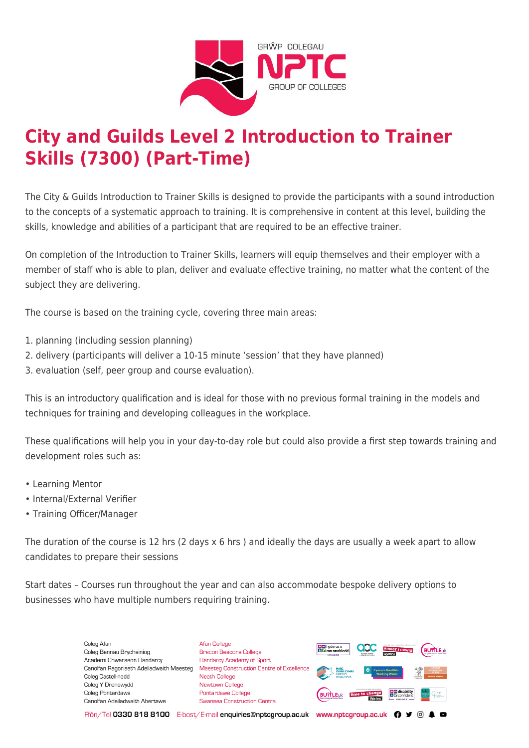# City and Guilds Level 2 Introduction to Trainer Skills (7300) (Part-Time)

The City & Guilds Introduction to Trainer Skills is designed to provide the participants with a sound introduction to the concepts of a systematic approach to training. It is comprehensive in content at this level, building the skills, knowledge and abilities of a participant that are required to be an effective trainer.

On completion of the Introduction to Trainer Skills, learners will equip themselves and their employer with a member of staff who is able to plan, deliver and evaluate effective training, no matter what the content of the subject they are delivering.

The course is based on the training cycle, covering three main areas:

1. planning (including session planning)
2. delivery (participants will deliver a 10-15 minute 'session' that they have planned)
3. evaluation (self, peer group and course evaluation).

This is an introductory qualification and is ideal for those with no previous formal training in the models and techniques for training and developing colleagues in the workplace.

These qualifications will help you in your day-to-day role but could also provide a first step towards training and development roles such as:

- Learning Mentor
- Internal/External Verifier
- Training Officer/Manager

The duration of the course is 12 hrs (2 days x 6 hrs ) and ideally the days are usually a week apart to allow candidates to prepare their sessions

Start dates – Courses run throughout the year and can also accommodate bespoke delivery options to businesses who have multiple numbers requiring training.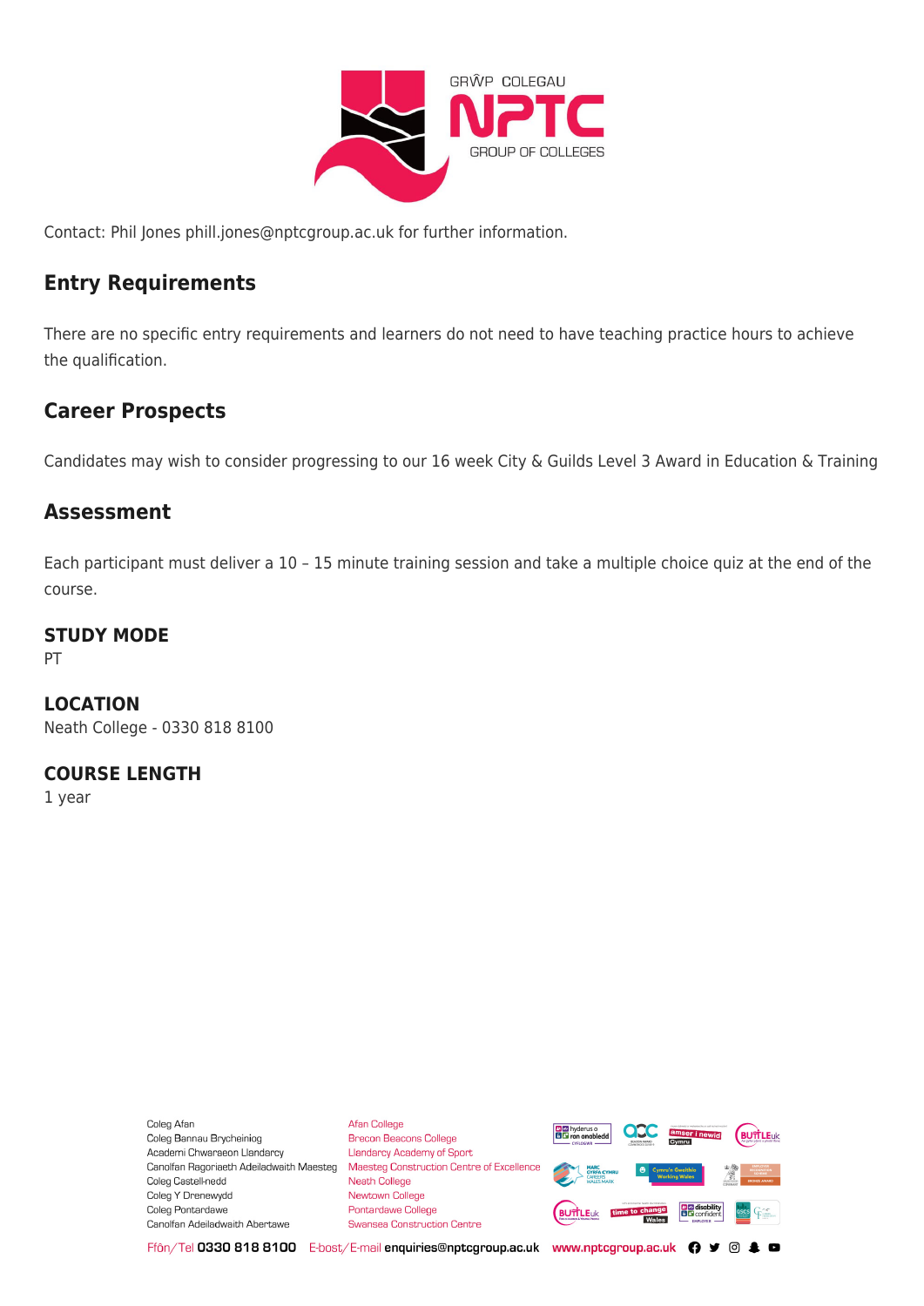Contact: Phil Jones phill.jones@nptcgroup.ac.uk for further information.

## Entry Requirements

There are no specific entry requirements and learners do not need to have teaching practice hours to achieve the qualification.

## Career Prospects

Candidates may wish to consider progressing to our 16 week City & Guilds Level 3 Award in Education & Training

## Assessment

Each participant must deliver a 10 – 15 minute training session and take a multiple choice quiz at the end of the course.

### STUDY MODE

PT

### LOCATION

Neath College - 0330 818 8100

### COURSE LENGTH

1 year